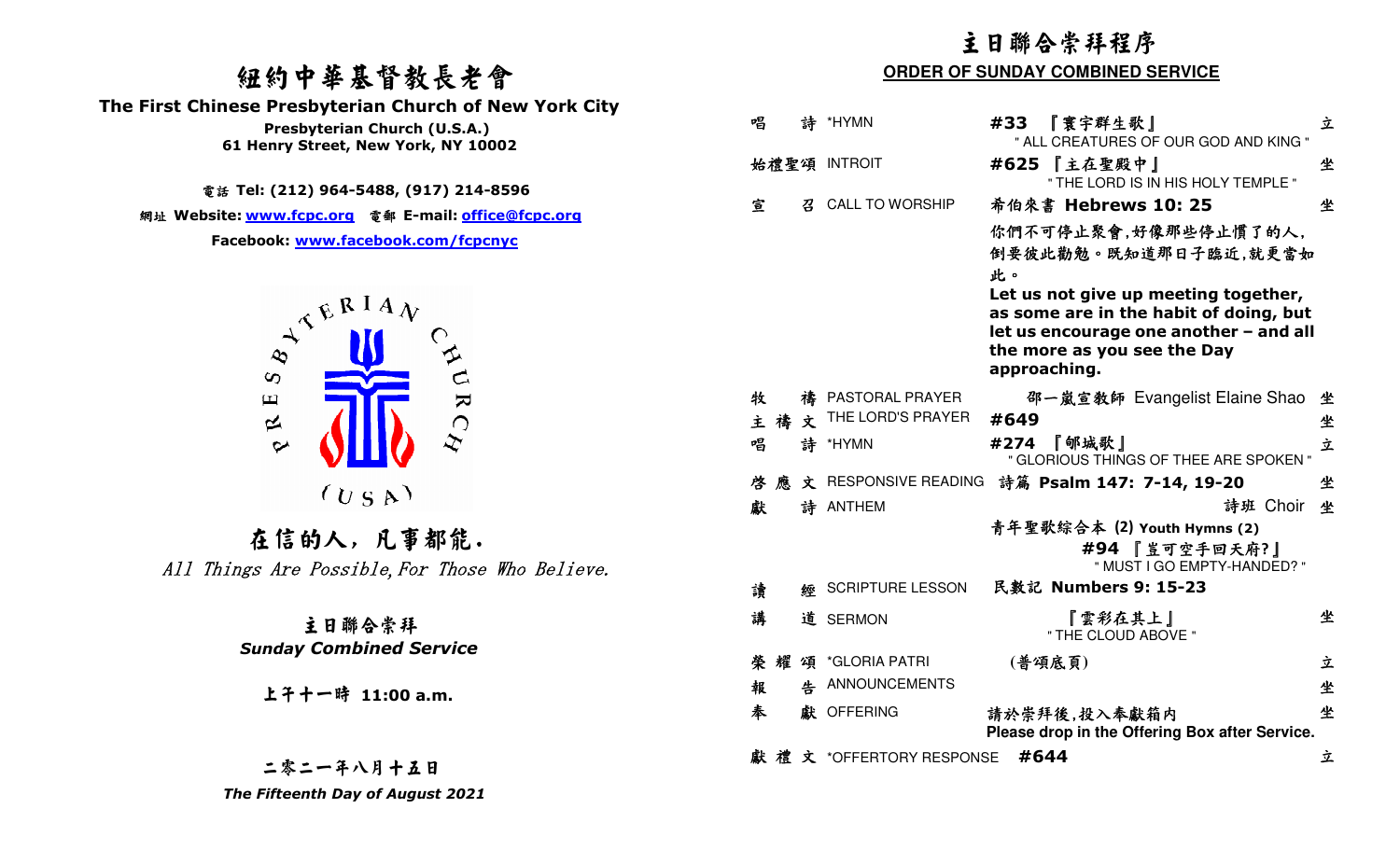# 紐約中華基督教長老會

**The First Chinese Presbyterian Church of New York City**

**Presbyterian Church (U.S.A.)**
**61 Henry Street, New York, NY 10002**

電話 **Tel: (212) 964-5488, (917) 214-8596**

網址 **Website: www.fcpc.org** 電郵 **E-mail: office@fcpc.org**

**Facebook: www.facebook.com/fcpcnyc**

PRESBYTERIAN CHURCH (USA)

## 在信的人，凡事都能.

*All Things Are Possible, For Those Who Believe.*

### 主日聯合崇拜

***Sunday Combined Service***

**上午十一時 11:00 a.m.**

**二零二一年八月十五日**

***The Fifteenth Day of August 2021***

# 主日聯合崇拜程序

## ORDER OF SUNDAY COMBINED SERVICE

| | | | |
|---|---|---|---|
| 唱詩 | *HYMN | **#33 『寰宇群生歌』** " ALL CREATURES OF OUR GOD AND KING " | 立 |
| 始禮聖頌 | INTROIT | **#625 『主在聖殿中』** " THE LORD IS IN HIS HOLY TEMPLE " | 坐 |
| 宣召 | CALL TO WORSHIP | 希伯來書 **Hebrews 10: 25** 你們不可停止聚會,好像那些停止慣了的人,倒要彼此勸勉。既知道那日子臨近,就更當如此。 **Let us not give up meeting together, as some are in the habit of doing, but let us encourage one another – and all the more as you see the Day approaching.** | 坐 |
| 牧禱 | PASTORAL PRAYER | 邵一嵐宣教師 Evangelist Elaine Shao | 坐 |
| 主禱文 | THE LORD'S PRAYER | **#649** | 坐 |
| 唱詩 | *HYMN | **#274 『郇城歌』** " GLORIOUS THINGS OF THEE ARE SPOKEN " | 立 |
| 啓應文 | RESPONSIVE READING | 詩篇 **Psalm 147: 7-14, 19-20** | 坐 |
| 獻詩 | ANTHEM | 詩班 Choir 青年聖歌綜合本 **(2) Youth Hymns (2)** **#94 『豈可空手回天府?』** " MUST I GO EMPTY-HANDED? " | 坐 |
| 讀經 | SCRIPTURE LESSON | 民數記 **Numbers 9: 15-23** | |
| 講道 | SERMON | 『雲彩在其上』 " THE CLOUD ABOVE " | 坐 |
| 榮耀頌 | *GLORIA PATRI | (普頌底頁) | 立 |
| 報告 | ANNOUNCEMENTS | | 坐 |
| 奉獻 | OFFERING | 請於崇拜後,投入奉獻箱内 **Please drop in the Offering Box after Service.** | 坐 |
| 獻禮文 | *OFFERTORY RESPONSE | **#644** | 立 |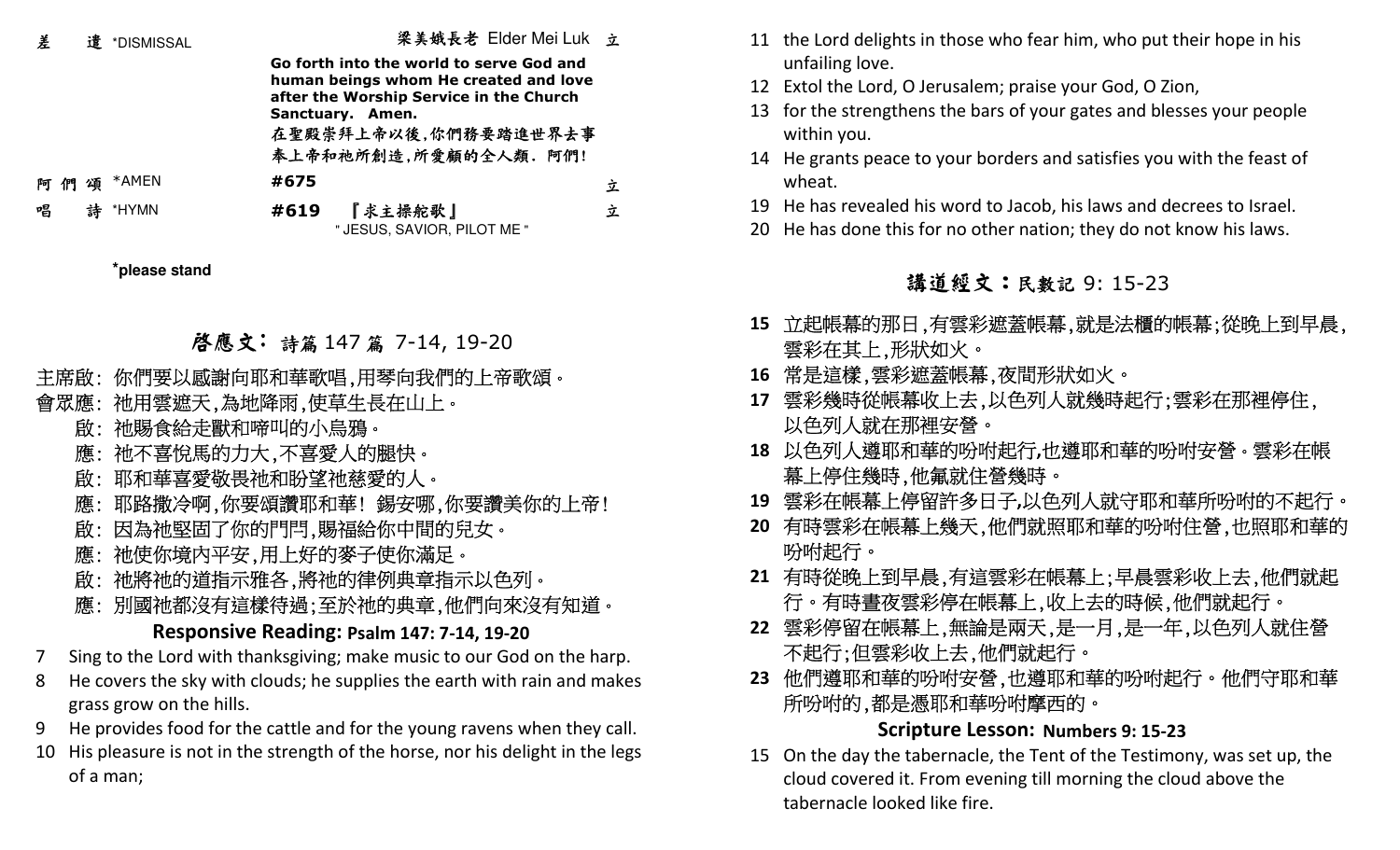差 遣 *DISMISSAL 梁美娥長老 Elder Mei Luk 立

**Go forth into the world to serve God and human beings whom He created and love after the Worship Service in the Church Sanctuary. Amen.**

在聖殿崇拜上帝以後,你們務要踏進世界去事奉上帝和祂所創造,所愛顧的全人類. 阿們!

阿 們 頌 *AMEN **#675** 立

唱 詩 *HYMN **#619** 『求主操舵歌』 " JESUS, SAVIOR, PILOT ME " 立

***please stand**

## 啟應文: 詩篇 147 篇 7-14, 19-20

主席啟: 你們要以感謝向耶和華歌唱,用琴向我們的上帝歌頌。
會眾應: 祂用雲遮天,為地降雨,使草生長在山上。
啟: 祂賜食給走獸和啼叫的小烏鴉。
應: 祂不喜悅馬的力大,不喜愛人的腿快。
啟: 耶和華喜愛敬畏祂和盼望祂慈愛的人。
應: 耶路撒冷啊,你要頌讚耶和華! 錫安哪,你要讚美你的上帝!
啟: 因為祂堅固了你的門閂,賜福給你中間的兒女。
應: 祂使你境內平安,用上好的麥子使你滿足。
啟: 祂將祂的道指示雅各,將祂的律例典章指示以色列。
應: 別國祂都沒有這樣待過;至於祂的典章,他們向來沒有知道。

### Responsive Reading: Psalm 147: 7-14, 19-20

7 Sing to the Lord with thanksgiving; make music to our God on the harp.
8 He covers the sky with clouds; he supplies the earth with rain and makes grass grow on the hills.
9 He provides food for the cattle and for the young ravens when they call.
10 His pleasure is not in the strength of the horse, nor his delight in the legs of a man;
11 the Lord delights in those who fear him, who put their hope in his unfailing love.
12 Extol the Lord, O Jerusalem; praise your God, O Zion,
13 for the strengthens the bars of your gates and blesses your people within you.
14 He grants peace to your borders and satisfies you with the feast of wheat.
19 He has revealed his word to Jacob, his laws and decrees to Israel.
20 He has done this for no other nation; they do not know his laws.

## 講道經文:民數記 9: 15-23

**15** 立起帳幕的那日,有雲彩遮蓋帳幕,就是法櫃的帳幕;從晚上到早晨,雲彩在其上,形狀如火。
**16** 常是這樣,雲彩遮蓋帳幕,夜間形狀如火。
**17** 雲彩幾時從帳幕收上去,以色列人就幾時起行;雲彩在那裡停住,以色列人就在那裡安營。
**18** 以色列人遵耶和華的吩咐起行,也遵耶和華的吩咐安營。雲彩在帳幕上停住幾時,他氟就住營幾時。
**19** 雲彩在帳幕上停留許多日子,以色列人就守耶和華所吩咐的不起行。
**20** 有時雲彩在帳幕上幾天,他們就照耶和華的吩咐住營,也照耶和華的吩咐起行。
**21** 有時從晚上到早晨,有這雲彩在帳幕上;早晨雲彩收上去,他們就起行。有時晝夜雲彩停在帳幕上,收上去的時候,他們就起行。
**22** 雲彩停留在帳幕上,無論是兩天,是一月,是一年,以色列人就住營不起行;但雲彩收上去,他們就起行。
**23** 他們遵耶和華的吩咐安營,也遵耶和華的吩咐起行。他們守耶和華所吩咐的,都是憑耶和華吩咐摩西的。

### Scripture Lesson: Numbers 9: 15-23

15 On the day the tabernacle, the Tent of the Testimony, was set up, the cloud covered it. From evening till morning the cloud above the tabernacle looked like fire.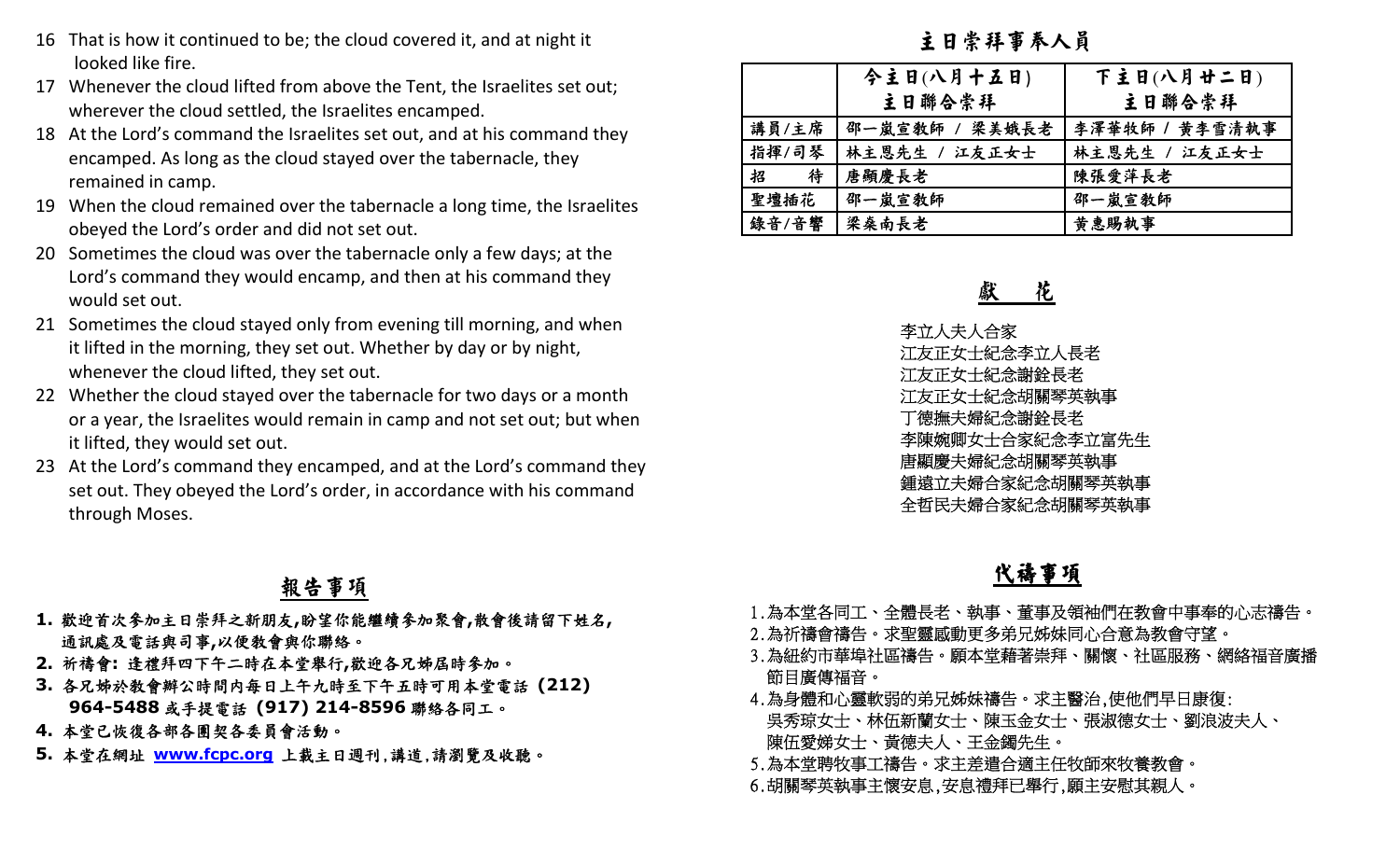16 That is how it continued to be; the cloud covered it, and at night it looked like fire.
17 Whenever the cloud lifted from above the Tent, the Israelites set out; wherever the cloud settled, the Israelites encamped.
18 At the Lord's command the Israelites set out, and at his command they encamped. As long as the cloud stayed over the tabernacle, they remained in camp.
19 When the cloud remained over the tabernacle a long time, the Israelites obeyed the Lord's order and did not set out.
20 Sometimes the cloud was over the tabernacle only a few days; at the Lord's command they would encamp, and then at his command they would set out.
21 Sometimes the cloud stayed only from evening till morning, and when it lifted in the morning, they set out. Whether by day or by night, whenever the cloud lifted, they set out.
22 Whether the cloud stayed over the tabernacle for two days or a month or a year, the Israelites would remain in camp and not set out; but when it lifted, they would set out.
23 At the Lord's command they encamped, and at the Lord's command they set out. They obeyed the Lord's order, in accordance with his command through Moses.

## 報告事項

1. 歡迎首次參加主日崇拜之新朋友,盼望你能繼續參加聚會,散會後請留下姓名,通訊處及電話與司事,以便教會與你聯絡。
2. 祈禱會: 逢禮拜四下午二時在本堂舉行,歡迎各兄姊屆時參加。
3. 各兄姊於教會辦公時間內每日上午九時至下午五時可用本堂電話 (212) 964-5488 或手提電話 (917) 214-8596 聯絡各同工。
4. 本堂已恢復各部各團契各委員會活動。
5. 本堂在網址 www.fcpc.org 上載主日週刊,講道,請瀏覽及收聽。

## 主日崇拜事奉人員

| | 今主日(八月十五日) 主日聯合崇拜 | 下主日(八月廿二日) 主日聯合崇拜 |
|---|---|---|
| 講員/主席 | 邵一嵐宣教師 / 梁美娥長老 | 李澤華牧師 / 黃李雪清執事 |
| 指揮/司琴 | 林主恩先生 / 江友正女士 | 林主恩先生 / 江友正女士 |
| 招　　待 | 唐顯慶長老 | 陳張愛萍長老 |
| 聖壇插花 | 邵一嵐宣教師 | 邵一嵐宣教師 |
| 錄音/音響 | 梁燊南長老 | 黃惠賜執事 |

## 獻　花

李立人夫人合家
江友正女士紀念李立人長老
江友正女士紀念謝銓長老
江友正女士紀念胡關琴英執事
丁德撫夫婦紀念謝銓長老
李陳婉卿女士合家紀念李立富先生
唐顯慶夫婦紀念胡關琴英執事
鍾遠立夫婦合家紀念胡關琴英執事
全哲民夫婦合家紀念胡關琴英執事

## 代禱事項

1.為本堂各同工、全體長老、執事、董事及領袖們在教會中事奉的心志禱告。
2.為祈禱會禱告。求聖靈感動更多弟兄姊妹同心合意為教會守望。
3.為紐約市華埠社區禱告。願本堂藉著崇拜、關懷、社區服務、網絡福音廣播節目廣傳福音。
4.為身體和心靈軟弱的弟兄姊妹禱告。求主醫治,使他們早日康復: 吳秀琼女士、林伍新蘭女士、陳玉金女士、張淑德女士、劉浪波夫人、陳伍愛娣女士、黃德夫人、王金鐲先生。
5.為本堂聘牧事工禱告。求主差遣合適主任牧師來牧養教會。
6.胡關琴英執事主懷安息,安息禮拜已舉行,願主安慰其親人。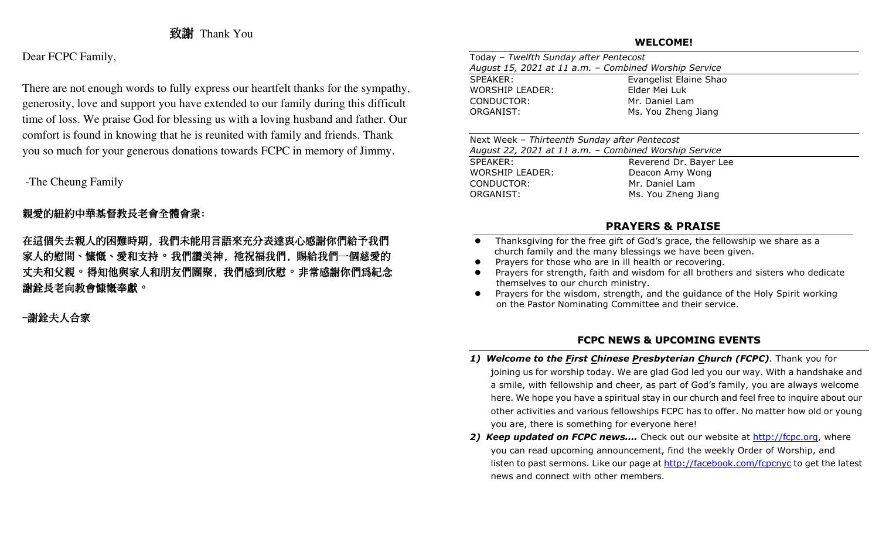## 致謝 Thank You

Dear FCPC Family,

There are not enough words to fully express our heartfelt thanks for the sympathy, generosity, love and support you have extended to our family during this difficult time of loss. We praise God for blessing us with a loving husband and father. Our comfort is found in knowing that he is reunited with family and friends. Thank you so much for your generous donations towards FCPC in memory of Jimmy.

-The Cheung Family

**親愛的紐約中華基督教長老會全體會衆:**

**在這個失去親人的困難時期，我們未能用言語來充分表達衷心感謝你們給予我們家人的慰問、慷慨、愛和支持。我們讚美神，祂祝福我們，賜給我們一個慈愛的丈夫和父親。得知他與家人和朋友們團聚，我們感到欣慰。非常感謝你們爲紀念謝銓長老向教會慷慨奉獻。**

**–謝銓夫人合家**

## WELCOME!

Today – *Twelfth Sunday after Pentecost*
*August 15, 2021 at 11 a.m. – Combined Worship Service*

| | |
|---|---|
| SPEAKER: | Evangelist Elaine Shao |
| WORSHIP LEADER: | Elder Mei Luk |
| CONDUCTOR: | Mr. Daniel Lam |
| ORGANIST: | Ms. You Zheng Jiang |

Next Week – *Thirteenth Sunday after Pentecost*
*August 22, 2021 at 11 a.m. – Combined Worship Service*

| | |
|---|---|
| SPEAKER: | Reverend Dr. Bayer Lee |
| WORSHIP LEADER: | Deacon Amy Wong |
| CONDUCTOR: | Mr. Daniel Lam |
| ORGANIST: | Ms. You Zheng Jiang |

## PRAYERS & PRAISE

- Thanksgiving for the free gift of God's grace, the fellowship we share as a church family and the many blessings we have been given.
- Prayers for those who are in ill health or recovering.
- Prayers for strength, faith and wisdom for all brothers and sisters who dedicate themselves to our church ministry.
- Prayers for the wisdom, strength, and the guidance of the Holy Spirit working on the Pastor Nominating Committee and their service.

## FCPC NEWS & UPCOMING EVENTS

1) ***Welcome to the First Chinese Presbyterian Church (FCPC)***. Thank you for joining us for worship today. We are glad God led you our way. With a handshake and a smile, with fellowship and cheer, as part of God's family, you are always welcome here. We hope you have a spiritual stay in our church and feel free to inquire about our other activities and various fellowships FCPC has to offer. No matter how old or young you are, there is something for everyone here!
2) ***Keep updated on FCPC news….*** Check out our website at http://fcpc.org, where you can read upcoming announcement, find the weekly Order of Worship, and listen to past sermons. Like our page at http://facebook.com/fcpcnyc to get the latest news and connect with other members.